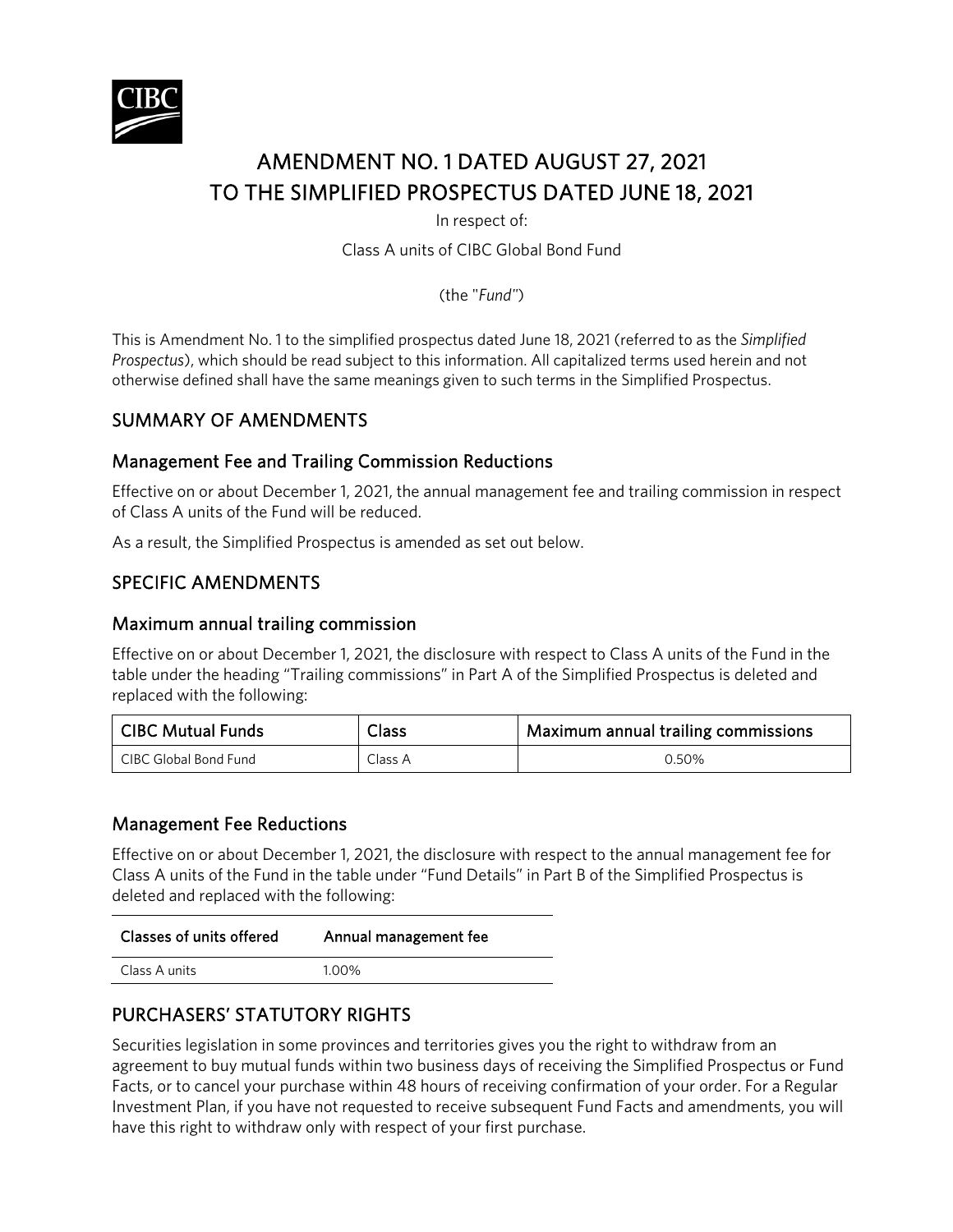# AMENDMENT NO. 1 DATED AUGUST 27, 2021 TO THE SIMPLIFIED PROSPECTUS DATED JUNE 18, 2021

In respect of:

Class A units of CIBC Global Bond Fund

(the "*Fund*")

This is Amendment No. 1 to the simplified prospectus dated June 18, 2021 (referred to as the *Simplified Prospectus*), which should be read subject to this information. All capitalized terms used herein and not otherwise defined shall have the same meanings given to such terms in the Simplified Prospectus.

## SUMMARY OF AMENDMENTS

### Management Fee and Trailing Commission Reductions

Effective on or about December 1, 2021, the annual management fee and trailing commission in respect of Class A units of the Fund will be reduced.

As a result, the Simplified Prospectus is amended as set out below.

## SPECIFIC AMENDMENTS

### Maximum annual trailing commission

Effective on or about December 1, 2021, the disclosure with respect to Class A units of the Fund in the table under the heading "Trailing commissions" in Part A of the Simplified Prospectus is deleted and replaced with the following:

| CIBC Mutual Funds | Class | Maximum annual trailing commissions |
| --- | --- | --- |
| CIBC Global Bond Fund | Class A | 0.50% |

### Management Fee Reductions

Effective on or about December 1, 2021, the disclosure with respect to the annual management fee for Class A units of the Fund in the table under "Fund Details" in Part B of the Simplified Prospectus is deleted and replaced with the following:

| Classes of units offered | Annual management fee |
| --- | --- |
| Class A units | 1.00% |

## PURCHASERS' STATUTORY RIGHTS

Securities legislation in some provinces and territories gives you the right to withdraw from an agreement to buy mutual funds within two business days of receiving the Simplified Prospectus or Fund Facts, or to cancel your purchase within 48 hours of receiving confirmation of your order. For a Regular Investment Plan, if you have not requested to receive subsequent Fund Facts and amendments, you will have this right to withdraw only with respect of your first purchase.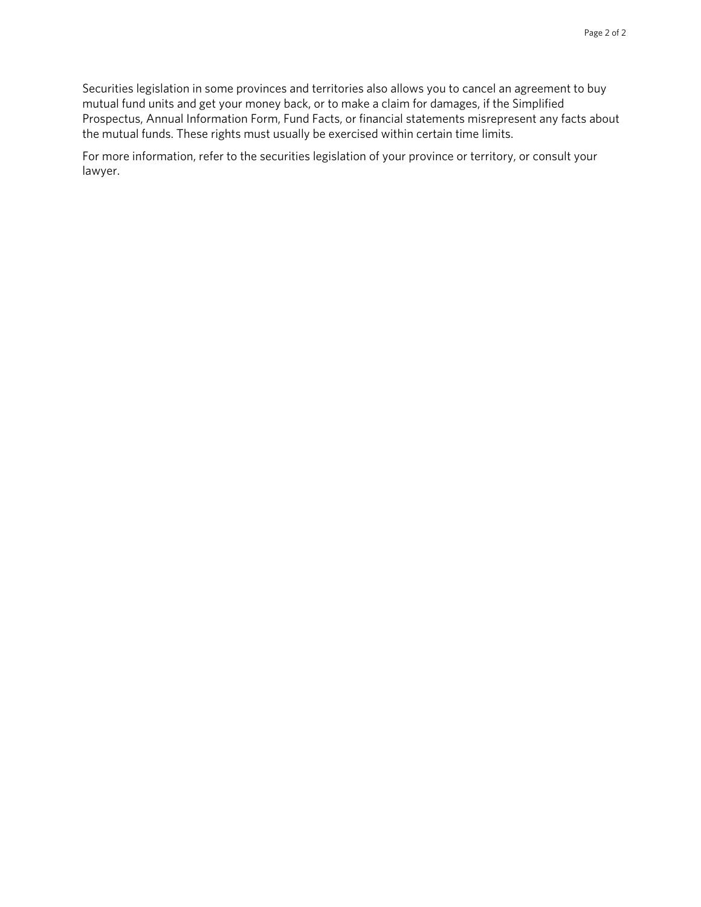Securities legislation in some provinces and territories also allows you to cancel an agreement to buy mutual fund units and get your money back, or to make a claim for damages, if the Simplified Prospectus, Annual Information Form, Fund Facts, or financial statements misrepresent any facts about the mutual funds. These rights must usually be exercised within certain time limits.

For more information, refer to the securities legislation of your province or territory, or consult your lawyer.